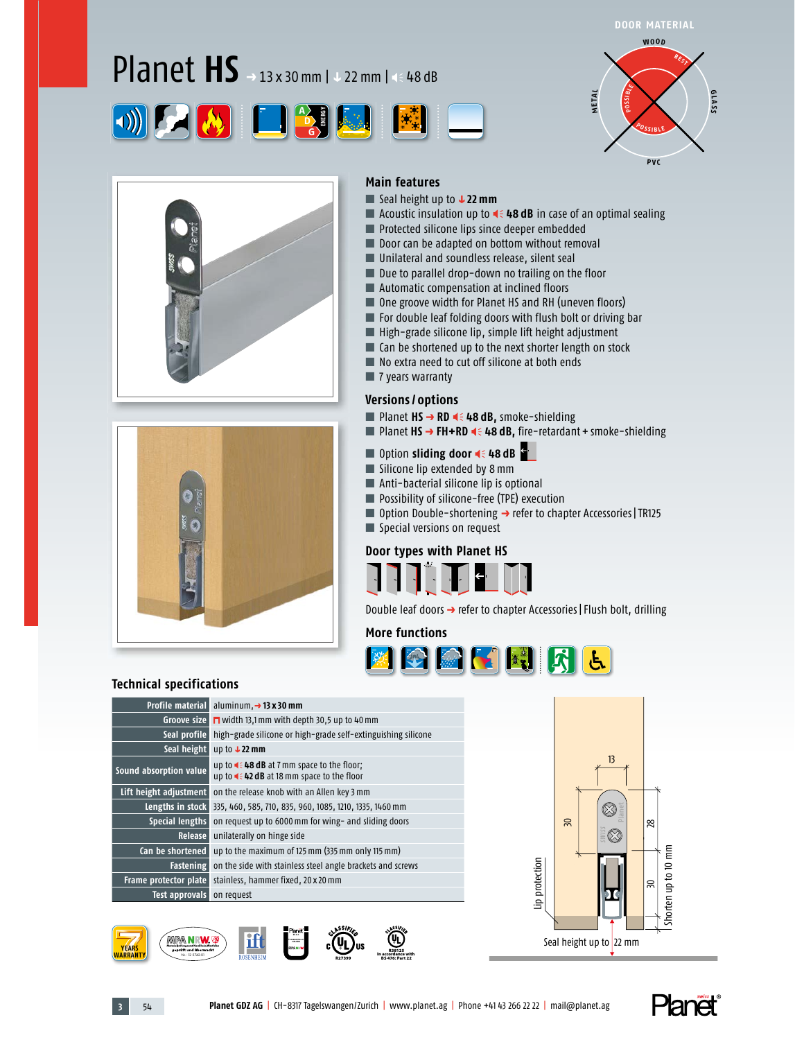# Planet HS → 13 x 30 mm | ↓ 22 mm | 48 dB

DOOR MATERIAL

WOOD — BEST

GLASS

PVC — POSSIBLE

METAL — POSSIBLE

## Main features

- Seal height up to ↓ **22 mm**
- Acoustic insulation up to **48 dB** in case of an optimal sealing
- Protected silicone lips since deeper embedded
- Door can be adapted on bottom without removal
- Unilateral and soundless release, silent seal
- Due to parallel drop-down no trailing on the floor
- Automatic compensation at inclined floors
- One groove width for Planet HS and RH (uneven floors)
- For double leaf folding doors with flush bolt or driving bar
- High-grade silicone lip, simple lift height adjustment
- Can be shortened up to the next shorter length on stock
- No extra need to cut off silicone at both ends
- 7 years warranty

## Versions / options

- Planet **HS → RD** **48 dB,** smoke-shielding
- Planet **HS → FH+RD** **48 dB,** fire-retardant + smoke-shielding
- Option **sliding door** **48 dB**
- Silicone lip extended by 8 mm
- Anti-bacterial silicone lip is optional
- Possibility of silicone-free (TPE) execution
- Option Double-shortening → refer to chapter Accessories | TR125
- Special versions on request

## Door types with Planet HS

Double leaf doors → refer to chapter Accessories | Flush bolt, drilling

## More functions

## Technical specifications

| | |
|---|---|
| **Profile material** | aluminum, → **13 x 30 mm** |
| **Groove size** | width 13,1 mm with depth 30,5 up to 40 mm |
| **Seal profile** | high-grade silicone or high-grade self-extinguishing silicone |
| **Seal height** | up to ↓ **22 mm** |
| **Sound absorption value** | up to **48 dB** at 7 mm space to the floor;<br>up to **42 dB** at 18 mm space to the floor |
| **Lift height adjustment** | on the release knob with an Allen key 3 mm |
| **Lengths in stock** | 335, 460, 585, 710, 835, 960, 1085, 1210, 1335, 1460 mm |
| **Special lengths** | on request up to 6000 mm for wing- and sliding doors |
| **Release** | unilaterally on hinge side |
| **Can be shortened** | up to the maximum of 125 mm (335 mm only 115 mm) |
| **Fastening** | on the side with stainless steel angle brackets and screws |
| **Frame protector plate** | stainless, hammer fixed, 20 x 20 mm |
| **Test approvals** | on request |

13 · 30 · 28 · 30 · Lip protection · Shorten up to 10 mm

Seal height up to 22 mm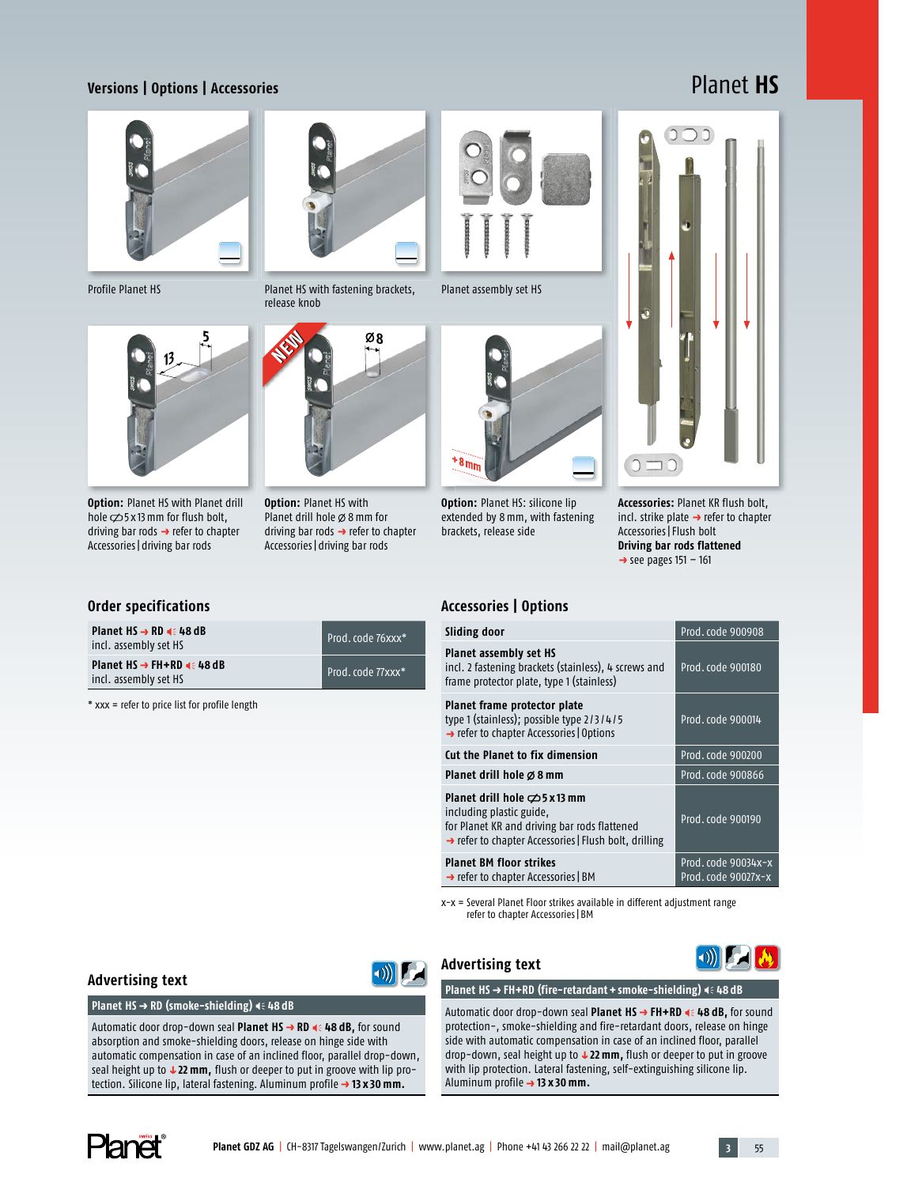## Versions | Options | Accessories

# Planet HS

Profile Planet HS

Planet HS with fastening brackets, release knob

Planet assembly set HS

**Option:** Planet HS with Planet drill hole ⌀5 x 13 mm for flush bolt, driving bar rods ➔ refer to chapter Accessories | driving bar rods

NEW

**Option:** Planet HS with Planet drill hole ⌀ 8 mm for driving bar rods ➔ refer to chapter Accessories | driving bar rods

**Option:** Planet HS: silicone lip extended by 8 mm, with fastening brackets, release side

**Accessories:** Planet KR flush bolt, incl. strike plate ➔ refer to chapter Accessories | Flush bolt
**Driving bar rods flattened**
➔ see pages 151 – 161

### Order specifications

| | |
|---|---|
| **Planet HS ➔ RD** 48 dB<br>incl. assembly set HS | Prod. code 76xxx* |
| **Planet HS ➔ FH+RD** 48 dB<br>incl. assembly set HS | Prod. code 77xxx* |

\* xxx = refer to price list for profile length

### Accessories | Options

| | |
|---|---|
| **Sliding door** | Prod. code 900908 |
| **Planet assembly set HS**<br>incl. 2 fastening brackets (stainless), 4 screws and frame protector plate, type 1 (stainless) | Prod. code 900180 |
| **Planet frame protector plate**<br>type 1 (stainless); possible type 2 / 3 / 4 / 5<br>➔ refer to chapter Accessories | Options | Prod. code 900014 |
| **Cut the Planet to fix dimension** | Prod. code 900200 |
| **Planet drill hole ⌀ 8 mm** | Prod. code 900866 |
| **Planet drill hole ⌀ 5 x 13 mm**<br>including plastic guide,<br>for Planet KR and driving bar rods flattened<br>➔ refer to chapter Accessories | Flush bolt, drilling | Prod. code 900190 |
| **Planet BM floor strikes**<br>➔ refer to chapter Accessories | BM | Prod. code 90034x-x<br>Prod. code 90027x-x |

x-x = Several Planet Floor strikes available in different adjustment range refer to chapter Accessories | BM

### Advertising text

**Planet HS ➔ RD (smoke-shielding) 48 dB**

Automatic door drop-down seal **Planet HS ➔ RD 48 dB,** for sound absorption and smoke-shielding doors, release on hinge side with automatic compensation in case of an inclined floor, parallel drop-down, seal height up to ↓ **22 mm,** flush or deeper to put in groove with lip protection. Silicone lip, lateral fastening. Aluminum profile ➔ **13 x 30 mm.**

### Advertising text

**Planet HS ➔ FH+RD (fire-retardant + smoke-shielding) 48 dB**

Automatic door drop-down seal **Planet HS ➔ FH+RD 48 dB,** for sound protection-, smoke-shielding and fire-retardant doors, release on hinge side with automatic compensation in case of an inclined floor, parallel drop-down, seal height up to ↓ **22 mm,** flush or deeper to put in groove with lip protection. Lateral fastening, self-extinguishing silicone lip. Aluminum profile ➔ **13 x 30 mm.**

**Planet GDZ AG** | CH-8317 Tagelswangen/Zurich | www.planet.ag | Phone +41 43 266 22 22 | mail@planet.ag